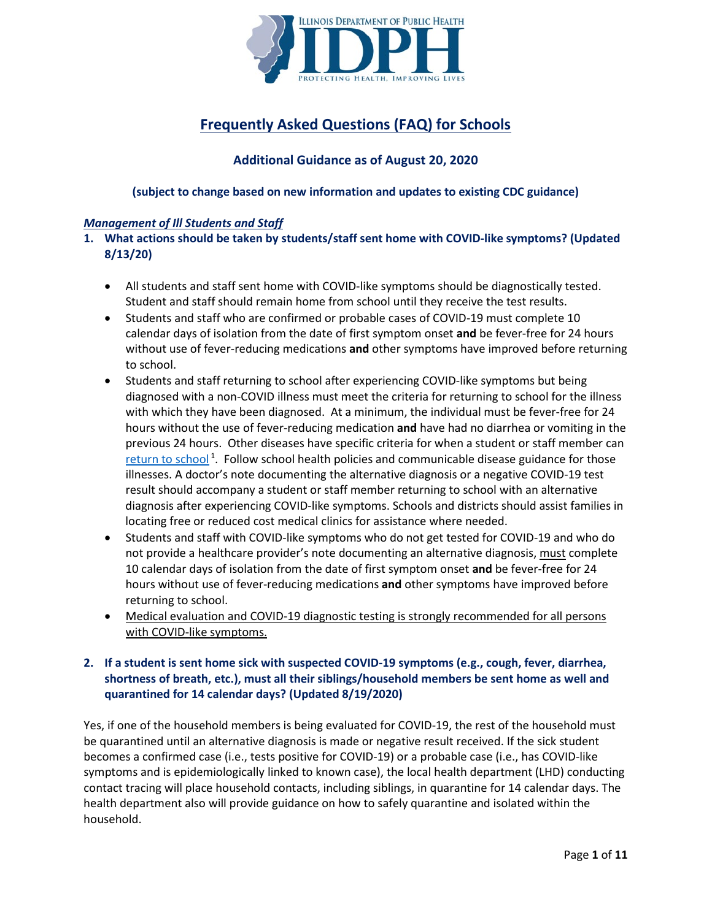# Frequently Asked Questions (FAQ) for Schools

### Additional Guidance as of August 20, 2020

**(subject to change based on new information and updates to existing CDC guidance)**

***Management of Ill Students and Staff***

1. **What actions should be taken by students/staff sent home with COVID-like symptoms? (Updated 8/13/20)**

   - All students and staff sent home with COVID-like symptoms should be diagnostically tested. Student and staff should remain home from school until they receive the test results.
   - Students and staff who are confirmed or probable cases of COVID-19 must complete 10 calendar days of isolation from the date of first symptom onset **and** be fever-free for 24 hours without use of fever-reducing medications **and** other symptoms have improved before returning to school.
   - Students and staff returning to school after experiencing COVID-like symptoms but being diagnosed with a non-COVID illness must meet the criteria for returning to school for the illness with which they have been diagnosed. At a minimum, the individual must be fever-free for 24 hours without the use of fever-reducing medication **and** have had no diarrhea or vomiting in the previous 24 hours. Other diseases have specific criteria for when a student or staff member can return to school[1]. Follow school health policies and communicable disease guidance for those illnesses. A doctor's note documenting the alternative diagnosis or a negative COVID-19 test result should accompany a student or staff member returning to school with an alternative diagnosis after experiencing COVID-like symptoms. Schools and districts should assist families in locating free or reduced cost medical clinics for assistance where needed.
   - Students and staff with COVID-like symptoms who do not get tested for COVID-19 and who do not provide a healthcare provider's note documenting an alternative diagnosis, must complete 10 calendar days of isolation from the date of first symptom onset **and** be fever-free for 24 hours without use of fever-reducing medications **and** other symptoms have improved before returning to school.
   - Medical evaluation and COVID-19 diagnostic testing is strongly recommended for all persons with COVID-like symptoms.

2. **If a student is sent home sick with suspected COVID-19 symptoms (e.g., cough, fever, diarrhea, shortness of breath, etc.), must all their siblings/household members be sent home as well and quarantined for 14 calendar days? (Updated 8/19/2020)**

Yes, if one of the household members is being evaluated for COVID-19, the rest of the household must be quarantined until an alternative diagnosis is made or negative result received. If the sick student becomes a confirmed case (i.e., tests positive for COVID-19) or a probable case (i.e., has COVID-like symptoms and is epidemiologically linked to known case), the local health department (LHD) conducting contact tracing will place household contacts, including siblings, in quarantine for 14 calendar days. The health department also will provide guidance on how to safely quarantine and isolated within the household.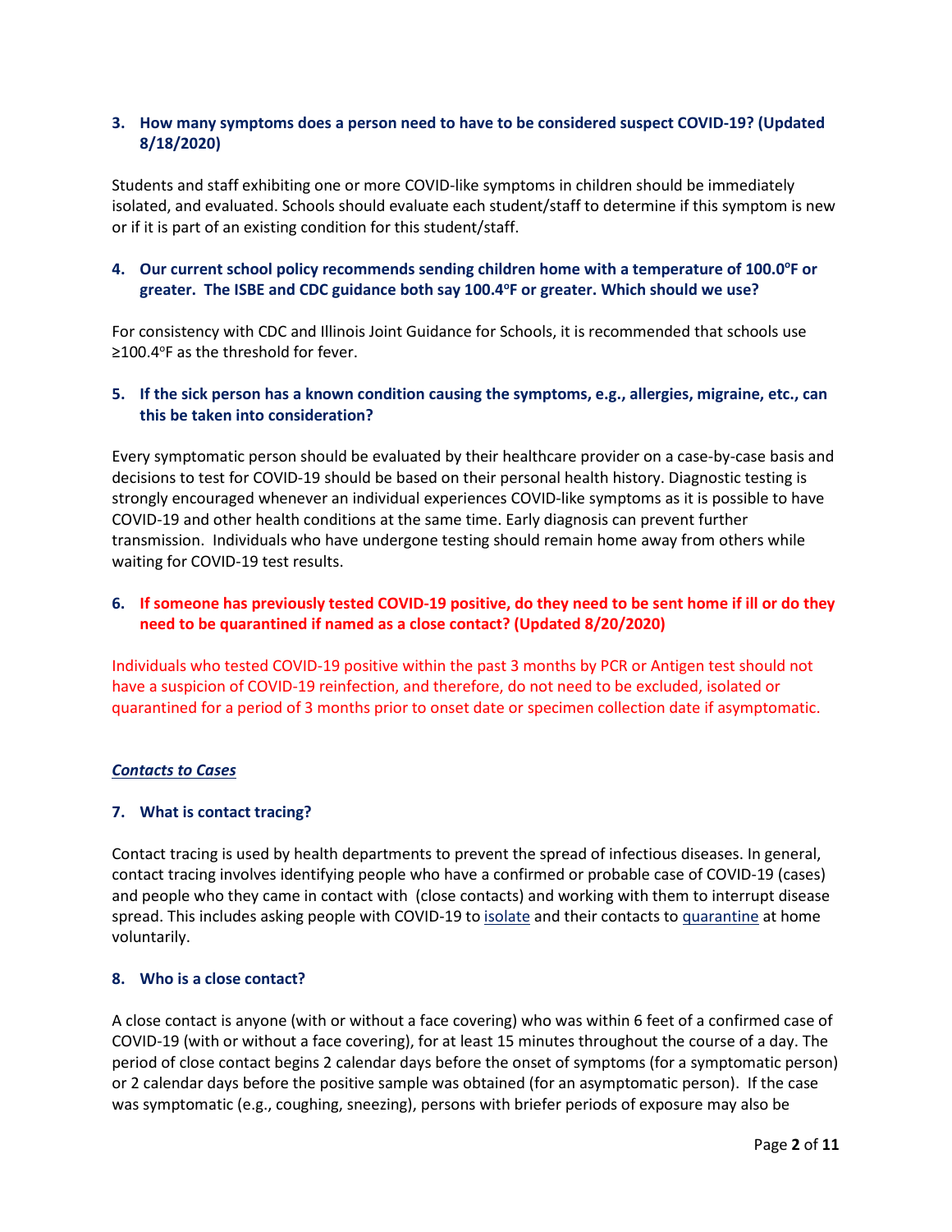**3. How many symptoms does a person need to have to be considered suspect COVID-19? (Updated 8/18/2020)**

Students and staff exhibiting one or more COVID-like symptoms in children should be immediately isolated, and evaluated. Schools should evaluate each student/staff to determine if this symptom is new or if it is part of an existing condition for this student/staff.

**4. Our current school policy recommends sending children home with a temperature of 100.0°F or greater. The ISBE and CDC guidance both say 100.4°F or greater. Which should we use?**

For consistency with CDC and Illinois Joint Guidance for Schools, it is recommended that schools use ≥100.4°F as the threshold for fever.

**5. If the sick person has a known condition causing the symptoms, e.g., allergies, migraine, etc., can this be taken into consideration?**

Every symptomatic person should be evaluated by their healthcare provider on a case-by-case basis and decisions to test for COVID-19 should be based on their personal health history. Diagnostic testing is strongly encouraged whenever an individual experiences COVID-like symptoms as it is possible to have COVID-19 and other health conditions at the same time. Early diagnosis can prevent further transmission. Individuals who have undergone testing should remain home away from others while waiting for COVID-19 test results.

**6. If someone has previously tested COVID-19 positive, do they need to be sent home if ill or do they need to be quarantined if named as a close contact? (Updated 8/20/2020)**

Individuals who tested COVID-19 positive within the past 3 months by PCR or Antigen test should not have a suspicion of COVID-19 reinfection, and therefore, do not need to be excluded, isolated or quarantined for a period of 3 months prior to onset date or specimen collection date if asymptomatic.

***Contacts to Cases***

**7. What is contact tracing?**

Contact tracing is used by health departments to prevent the spread of infectious diseases. In general, contact tracing involves identifying people who have a confirmed or probable case of COVID-19 (cases) and people who they came in contact with (close contacts) and working with them to interrupt disease spread. This includes asking people with COVID-19 to isolate and their contacts to quarantine at home voluntarily.

**8. Who is a close contact?**

A close contact is anyone (with or without a face covering) who was within 6 feet of a confirmed case of COVID-19 (with or without a face covering), for at least 15 minutes throughout the course of a day. The period of close contact begins 2 calendar days before the onset of symptoms (for a symptomatic person) or 2 calendar days before the positive sample was obtained (for an asymptomatic person). If the case was symptomatic (e.g., coughing, sneezing), persons with briefer periods of exposure may also be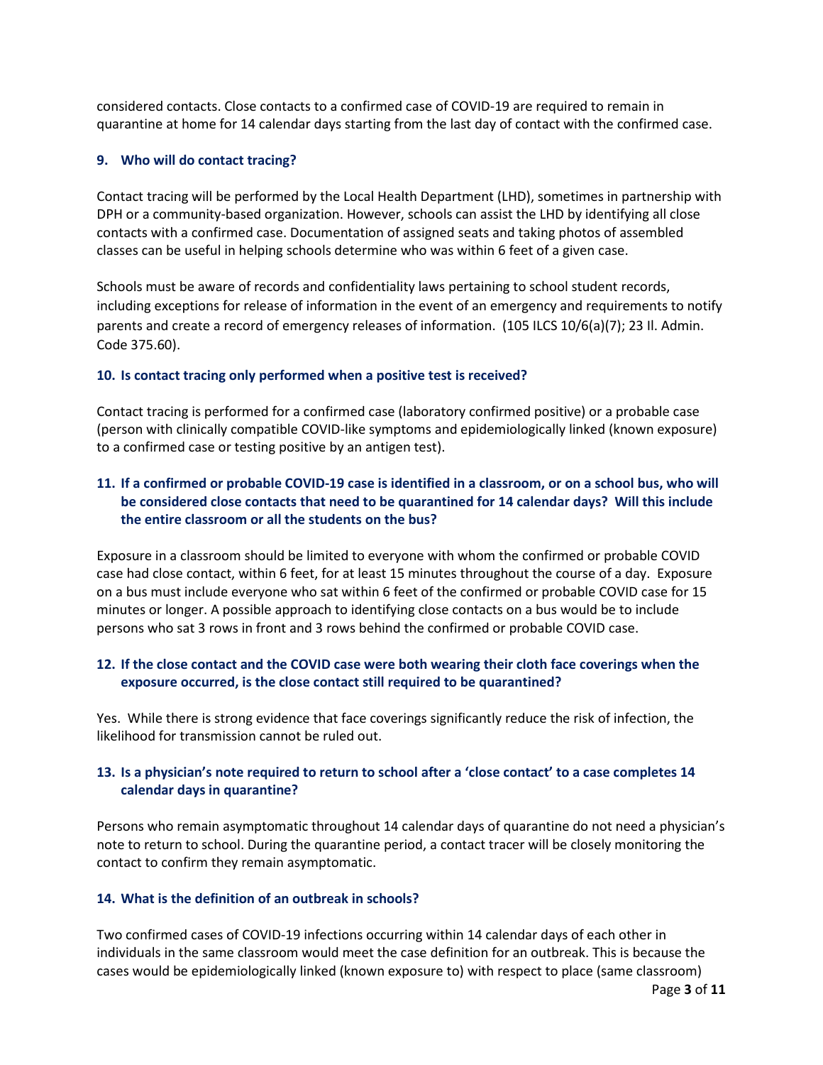considered contacts. Close contacts to a confirmed case of COVID-19 are required to remain in quarantine at home for 14 calendar days starting from the last day of contact with the confirmed case.

### 9. Who will do contact tracing?

Contact tracing will be performed by the Local Health Department (LHD), sometimes in partnership with DPH or a community-based organization. However, schools can assist the LHD by identifying all close contacts with a confirmed case. Documentation of assigned seats and taking photos of assembled classes can be useful in helping schools determine who was within 6 feet of a given case.

Schools must be aware of records and confidentiality laws pertaining to school student records, including exceptions for release of information in the event of an emergency and requirements to notify parents and create a record of emergency releases of information. (105 ILCS 10/6(a)(7); 23 Il. Admin. Code 375.60).

### 10. Is contact tracing only performed when a positive test is received?

Contact tracing is performed for a confirmed case (laboratory confirmed positive) or a probable case (person with clinically compatible COVID-like symptoms and epidemiologically linked (known exposure) to a confirmed case or testing positive by an antigen test).

### 11. If a confirmed or probable COVID-19 case is identified in a classroom, or on a school bus, who will be considered close contacts that need to be quarantined for 14 calendar days? Will this include the entire classroom or all the students on the bus?

Exposure in a classroom should be limited to everyone with whom the confirmed or probable COVID case had close contact, within 6 feet, for at least 15 minutes throughout the course of a day. Exposure on a bus must include everyone who sat within 6 feet of the confirmed or probable COVID case for 15 minutes or longer. A possible approach to identifying close contacts on a bus would be to include persons who sat 3 rows in front and 3 rows behind the confirmed or probable COVID case.

### 12. If the close contact and the COVID case were both wearing their cloth face coverings when the exposure occurred, is the close contact still required to be quarantined?

Yes. While there is strong evidence that face coverings significantly reduce the risk of infection, the likelihood for transmission cannot be ruled out.

### 13. Is a physician's note required to return to school after a 'close contact' to a case completes 14 calendar days in quarantine?

Persons who remain asymptomatic throughout 14 calendar days of quarantine do not need a physician's note to return to school. During the quarantine period, a contact tracer will be closely monitoring the contact to confirm they remain asymptomatic.

### 14. What is the definition of an outbreak in schools?

Two confirmed cases of COVID-19 infections occurring within 14 calendar days of each other in individuals in the same classroom would meet the case definition for an outbreak. This is because the cases would be epidemiologically linked (known exposure to) with respect to place (same classroom)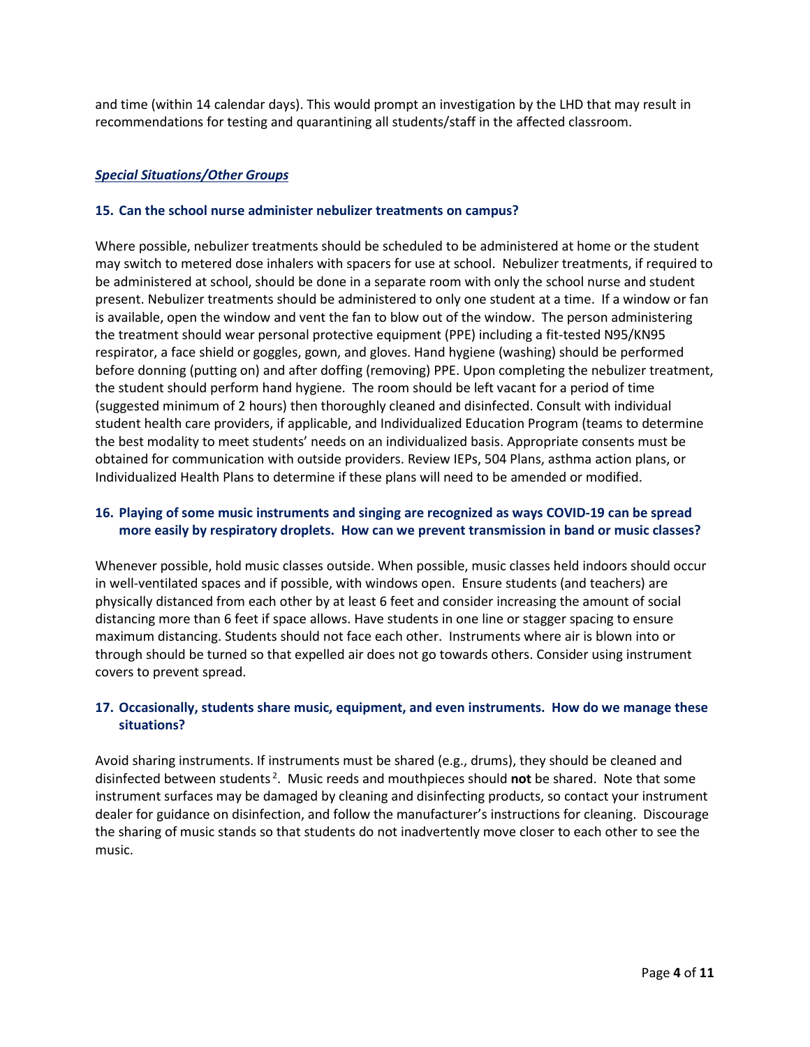and time (within 14 calendar days). This would prompt an investigation by the LHD that may result in recommendations for testing and quarantining all students/staff in the affected classroom.

***Special Situations/Other Groups***

**15. Can the school nurse administer nebulizer treatments on campus?**

Where possible, nebulizer treatments should be scheduled to be administered at home or the student may switch to metered dose inhalers with spacers for use at school. Nebulizer treatments, if required to be administered at school, should be done in a separate room with only the school nurse and student present. Nebulizer treatments should be administered to only one student at a time. If a window or fan is available, open the window and vent the fan to blow out of the window. The person administering the treatment should wear personal protective equipment (PPE) including a fit-tested N95/KN95 respirator, a face shield or goggles, gown, and gloves. Hand hygiene (washing) should be performed before donning (putting on) and after doffing (removing) PPE. Upon completing the nebulizer treatment, the student should perform hand hygiene. The room should be left vacant for a period of time (suggested minimum of 2 hours) then thoroughly cleaned and disinfected. Consult with individual student health care providers, if applicable, and Individualized Education Program (teams to determine the best modality to meet students' needs on an individualized basis. Appropriate consents must be obtained for communication with outside providers. Review IEPs, 504 Plans, asthma action plans, or Individualized Health Plans to determine if these plans will need to be amended or modified.

**16. Playing of some music instruments and singing are recognized as ways COVID-19 can be spread more easily by respiratory droplets. How can we prevent transmission in band or music classes?**

Whenever possible, hold music classes outside. When possible, music classes held indoors should occur in well-ventilated spaces and if possible, with windows open. Ensure students (and teachers) are physically distanced from each other by at least 6 feet and consider increasing the amount of social distancing more than 6 feet if space allows. Have students in one line or stagger spacing to ensure maximum distancing. Students should not face each other. Instruments where air is blown into or through should be turned so that expelled air does not go towards others. Consider using instrument covers to prevent spread.

**17. Occasionally, students share music, equipment, and even instruments. How do we manage these situations?**

Avoid sharing instruments. If instruments must be shared (e.g., drums), they should be cleaned and disinfected between students [2]. Music reeds and mouthpieces should **not** be shared. Note that some instrument surfaces may be damaged by cleaning and disinfecting products, so contact your instrument dealer for guidance on disinfection, and follow the manufacturer's instructions for cleaning. Discourage the sharing of music stands so that students do not inadvertently move closer to each other to see the music.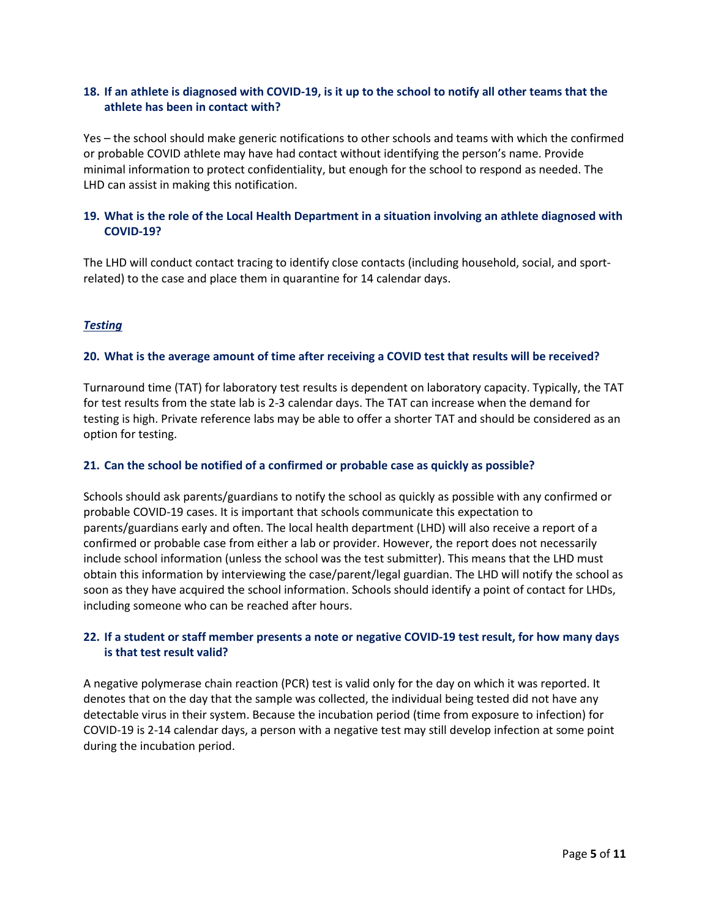### 18. If an athlete is diagnosed with COVID-19, is it up to the school to notify all other teams that the athlete has been in contact with?

Yes – the school should make generic notifications to other schools and teams with which the confirmed or probable COVID athlete may have had contact without identifying the person's name. Provide minimal information to protect confidentiality, but enough for the school to respond as needed. The LHD can assist in making this notification.

### 19. What is the role of the Local Health Department in a situation involving an athlete diagnosed with COVID-19?

The LHD will conduct contact tracing to identify close contacts (including household, social, and sport-related) to the case and place them in quarantine for 14 calendar days.

## ***Testing***

### 20. What is the average amount of time after receiving a COVID test that results will be received?

Turnaround time (TAT) for laboratory test results is dependent on laboratory capacity. Typically, the TAT for test results from the state lab is 2-3 calendar days. The TAT can increase when the demand for testing is high. Private reference labs may be able to offer a shorter TAT and should be considered as an option for testing.

### 21. Can the school be notified of a confirmed or probable case as quickly as possible?

Schools should ask parents/guardians to notify the school as quickly as possible with any confirmed or probable COVID-19 cases. It is important that schools communicate this expectation to parents/guardians early and often. The local health department (LHD) will also receive a report of a confirmed or probable case from either a lab or provider. However, the report does not necessarily include school information (unless the school was the test submitter). This means that the LHD must obtain this information by interviewing the case/parent/legal guardian. The LHD will notify the school as soon as they have acquired the school information. Schools should identify a point of contact for LHDs, including someone who can be reached after hours.

### 22. If a student or staff member presents a note or negative COVID-19 test result, for how many days is that test result valid?

A negative polymerase chain reaction (PCR) test is valid only for the day on which it was reported. It denotes that on the day that the sample was collected, the individual being tested did not have any detectable virus in their system. Because the incubation period (time from exposure to infection) for COVID-19 is 2-14 calendar days, a person with a negative test may still develop infection at some point during the incubation period.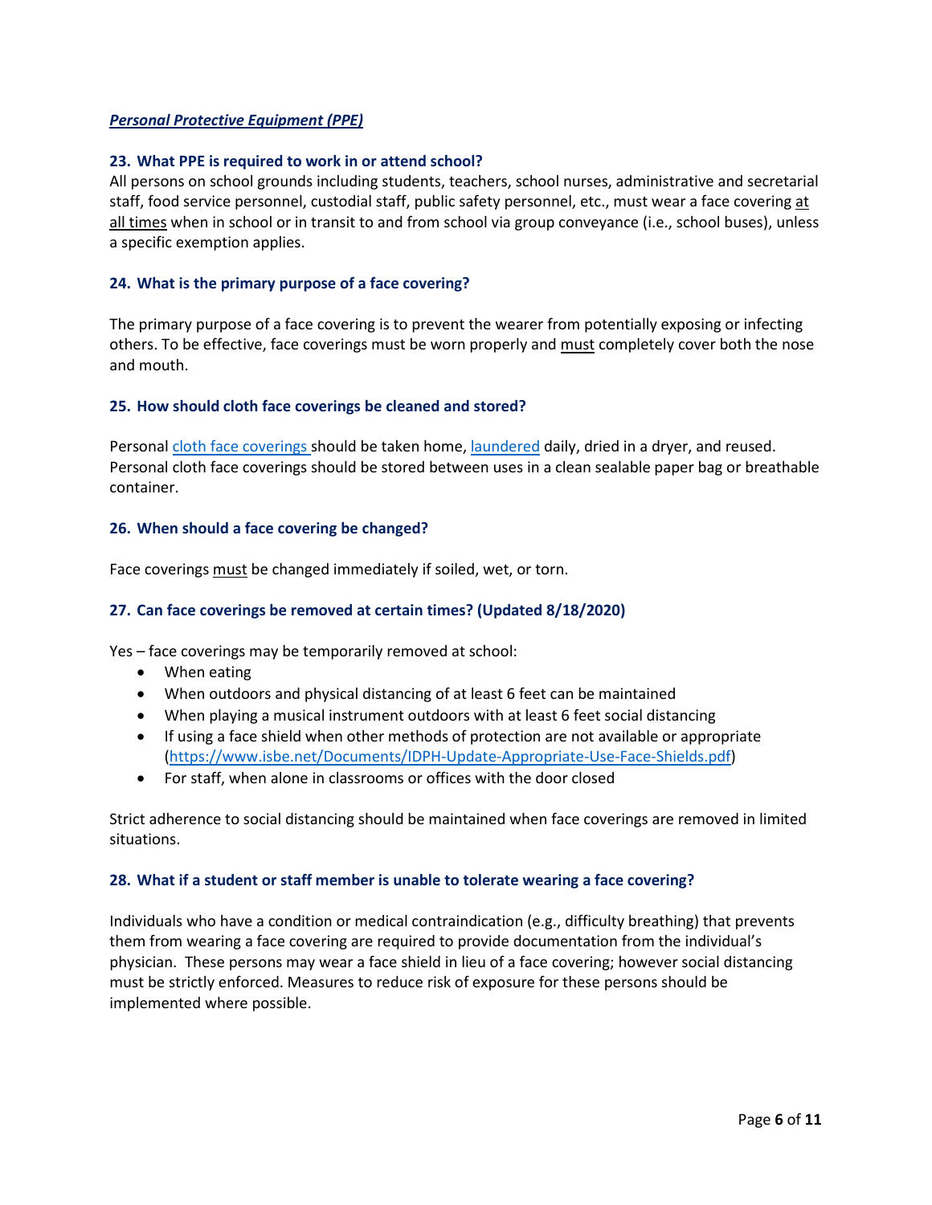***Personal Protective Equipment (PPE)***

### 23. What PPE is required to work in or attend school?

All persons on school grounds including students, teachers, school nurses, administrative and secretarial staff, food service personnel, custodial staff, public safety personnel, etc., must wear a face covering <u>at all times</u> when in school or in transit to and from school via group conveyance (i.e., school buses), unless a specific exemption applies.

### 24. What is the primary purpose of a face covering?

The primary purpose of a face covering is to prevent the wearer from potentially exposing or infecting others. To be effective, face coverings must be worn properly and <u>must</u> completely cover both the nose and mouth.

### 25. How should cloth face coverings be cleaned and stored?

Personal [cloth face coverings](#) should be taken home, [laundered](#) daily, dried in a dryer, and reused. Personal cloth face coverings should be stored between uses in a clean sealable paper bag or breathable container.

### 26. When should a face covering be changed?

Face coverings <u>must</u> be changed immediately if soiled, wet, or torn.

### 27. Can face coverings be removed at certain times? (Updated 8/18/2020)

Yes – face coverings may be temporarily removed at school:

- When eating
- When outdoors and physical distancing of at least 6 feet can be maintained
- When playing a musical instrument outdoors with at least 6 feet social distancing
- If using a face shield when other methods of protection are not available or appropriate ([https://www.isbe.net/Documents/IDPH-Update-Appropriate-Use-Face-Shields.pdf](https://www.isbe.net/Documents/IDPH-Update-Appropriate-Use-Face-Shields.pdf))
- For staff, when alone in classrooms or offices with the door closed

Strict adherence to social distancing should be maintained when face coverings are removed in limited situations.

### 28. What if a student or staff member is unable to tolerate wearing a face covering?

Individuals who have a condition or medical contraindication (e.g., difficulty breathing) that prevents them from wearing a face covering are required to provide documentation from the individual's physician. These persons may wear a face shield in lieu of a face covering; however social distancing must be strictly enforced. Measures to reduce risk of exposure for these persons should be implemented where possible.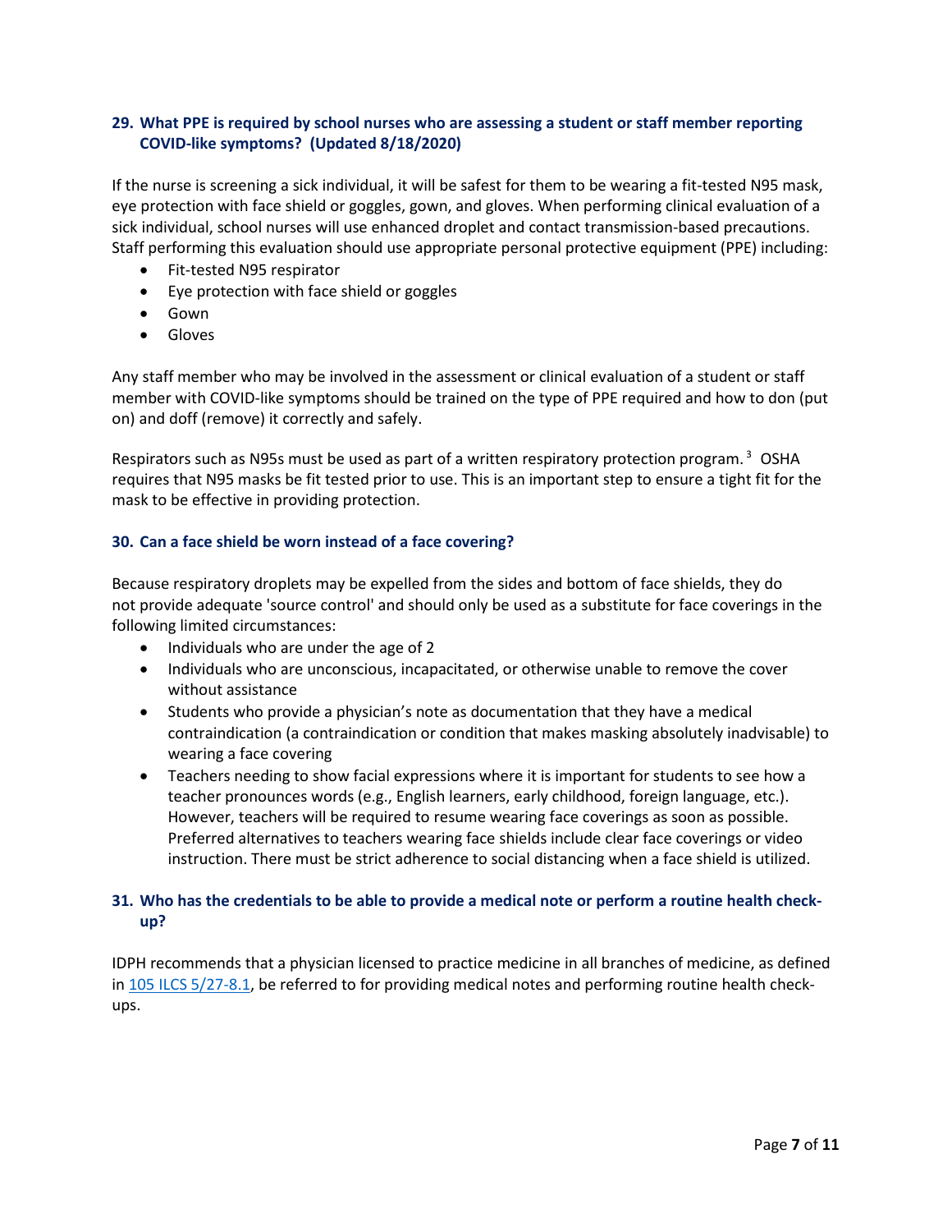### 29. What PPE is required by school nurses who are assessing a student or staff member reporting COVID-like symptoms? (Updated 8/18/2020)

If the nurse is screening a sick individual, it will be safest for them to be wearing a fit-tested N95 mask, eye protection with face shield or goggles, gown, and gloves. When performing clinical evaluation of a sick individual, school nurses will use enhanced droplet and contact transmission-based precautions. Staff performing this evaluation should use appropriate personal protective equipment (PPE) including:

- Fit-tested N95 respirator
- Eye protection with face shield or goggles
- Gown
- Gloves

Any staff member who may be involved in the assessment or clinical evaluation of a student or staff member with COVID-like symptoms should be trained on the type of PPE required and how to don (put on) and doff (remove) it correctly and safely.

Respirators such as N95s must be used as part of a written respiratory protection program.[3] OSHA requires that N95 masks be fit tested prior to use. This is an important step to ensure a tight fit for the mask to be effective in providing protection.

### 30. Can a face shield be worn instead of a face covering?

Because respiratory droplets may be expelled from the sides and bottom of face shields, they do not provide adequate 'source control' and should only be used as a substitute for face coverings in the following limited circumstances:

- Individuals who are under the age of 2
- Individuals who are unconscious, incapacitated, or otherwise unable to remove the cover without assistance
- Students who provide a physician's note as documentation that they have a medical contraindication (a contraindication or condition that makes masking absolutely inadvisable) to wearing a face covering
- Teachers needing to show facial expressions where it is important for students to see how a teacher pronounces words (e.g., English learners, early childhood, foreign language, etc.). However, teachers will be required to resume wearing face coverings as soon as possible. Preferred alternatives to teachers wearing face shields include clear face coverings or video instruction. There must be strict adherence to social distancing when a face shield is utilized.

### 31. Who has the credentials to be able to provide a medical note or perform a routine health check-up?

IDPH recommends that a physician licensed to practice medicine in all branches of medicine, as defined in 105 ILCS 5/27-8.1, be referred to for providing medical notes and performing routine health check-ups.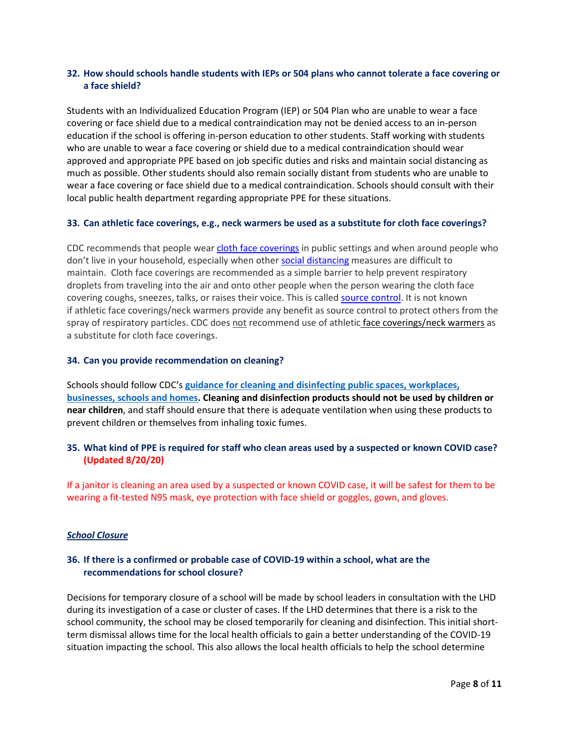### 32. How should schools handle students with IEPs or 504 plans who cannot tolerate a face covering or a face shield?

Students with an Individualized Education Program (IEP) or 504 Plan who are unable to wear a face covering or face shield due to a medical contraindication may not be denied access to an in-person education if the school is offering in-person education to other students. Staff working with students who are unable to wear a face covering or shield due to a medical contraindication should wear approved and appropriate PPE based on job specific duties and risks and maintain social distancing as much as possible. Other students should also remain socially distant from students who are unable to wear a face covering or face shield due to a medical contraindication. Schools should consult with their local public health department regarding appropriate PPE for these situations.

### 33. Can athletic face coverings, e.g., neck warmers be used as a substitute for cloth face coverings?

CDC recommends that people wear cloth face coverings in public settings and when around people who don't live in your household, especially when other social distancing measures are difficult to maintain. Cloth face coverings are recommended as a simple barrier to help prevent respiratory droplets from traveling into the air and onto other people when the person wearing the cloth face covering coughs, sneezes, talks, or raises their voice. This is called source control. It is not known if athletic face coverings/neck warmers provide any benefit as source control to protect others from the spray of respiratory particles. CDC does not recommend use of athletic face coverings/neck warmers as a substitute for cloth face coverings.

### 34. Can you provide recommendation on cleaning?

Schools should follow CDC's **guidance for cleaning and disinfecting public spaces, workplaces, businesses, schools and homes. Cleaning and disinfection products should not be used by children or near children**, and staff should ensure that there is adequate ventilation when using these products to prevent children or themselves from inhaling toxic fumes.

### 35. What kind of PPE is required for staff who clean areas used by a suspected or known COVID case? (Updated 8/20/20)

If a janitor is cleaning an area used by a suspected or known COVID case, it will be safest for them to be wearing a fit-tested N95 mask, eye protection with face shield or goggles, gown, and gloves.

## *School Closure*

### 36. If there is a confirmed or probable case of COVID-19 within a school, what are the recommendations for school closure?

Decisions for temporary closure of a school will be made by school leaders in consultation with the LHD during its investigation of a case or cluster of cases. If the LHD determines that there is a risk to the school community, the school may be closed temporarily for cleaning and disinfection. This initial short-term dismissal allows time for the local health officials to gain a better understanding of the COVID-19 situation impacting the school. This also allows the local health officials to help the school determine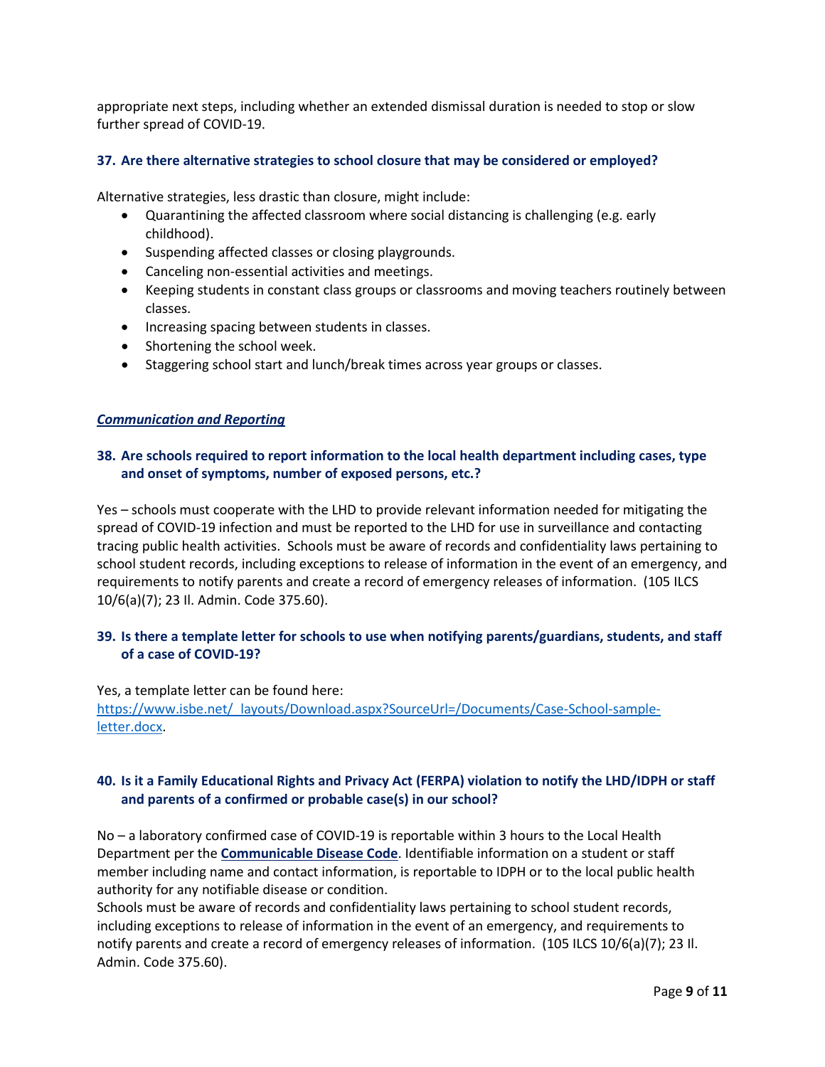appropriate next steps, including whether an extended dismissal duration is needed to stop or slow further spread of COVID-19.

**37. Are there alternative strategies to school closure that may be considered or employed?**

Alternative strategies, less drastic than closure, might include:

- Quarantining the affected classroom where social distancing is challenging (e.g. early childhood).
- Suspending affected classes or closing playgrounds.
- Canceling non-essential activities and meetings.
- Keeping students in constant class groups or classrooms and moving teachers routinely between classes.
- Increasing spacing between students in classes.
- Shortening the school week.
- Staggering school start and lunch/break times across year groups or classes.

***Communication and Reporting***

**38. Are schools required to report information to the local health department including cases, type and onset of symptoms, number of exposed persons, etc.?**

Yes – schools must cooperate with the LHD to provide relevant information needed for mitigating the spread of COVID-19 infection and must be reported to the LHD for use in surveillance and contacting tracing public health activities. Schools must be aware of records and confidentiality laws pertaining to school student records, including exceptions to release of information in the event of an emergency, and requirements to notify parents and create a record of emergency releases of information. (105 ILCS 10/6(a)(7); 23 Il. Admin. Code 375.60).

**39. Is there a template letter for schools to use when notifying parents/guardians, students, and staff of a case of COVID-19?**

Yes, a template letter can be found here: https://www.isbe.net/_layouts/Download.aspx?SourceUrl=/Documents/Case-School-sample-letter.docx.

**40. Is it a Family Educational Rights and Privacy Act (FERPA) violation to notify the LHD/IDPH or staff and parents of a confirmed or probable case(s) in our school?**

No – a laboratory confirmed case of COVID-19 is reportable within 3 hours to the Local Health Department per the **Communicable Disease Code**. Identifiable information on a student or staff member including name and contact information, is reportable to IDPH or to the local public health authority for any notifiable disease or condition.

Schools must be aware of records and confidentiality laws pertaining to school student records, including exceptions to release of information in the event of an emergency, and requirements to notify parents and create a record of emergency releases of information. (105 ILCS 10/6(a)(7); 23 Il. Admin. Code 375.60).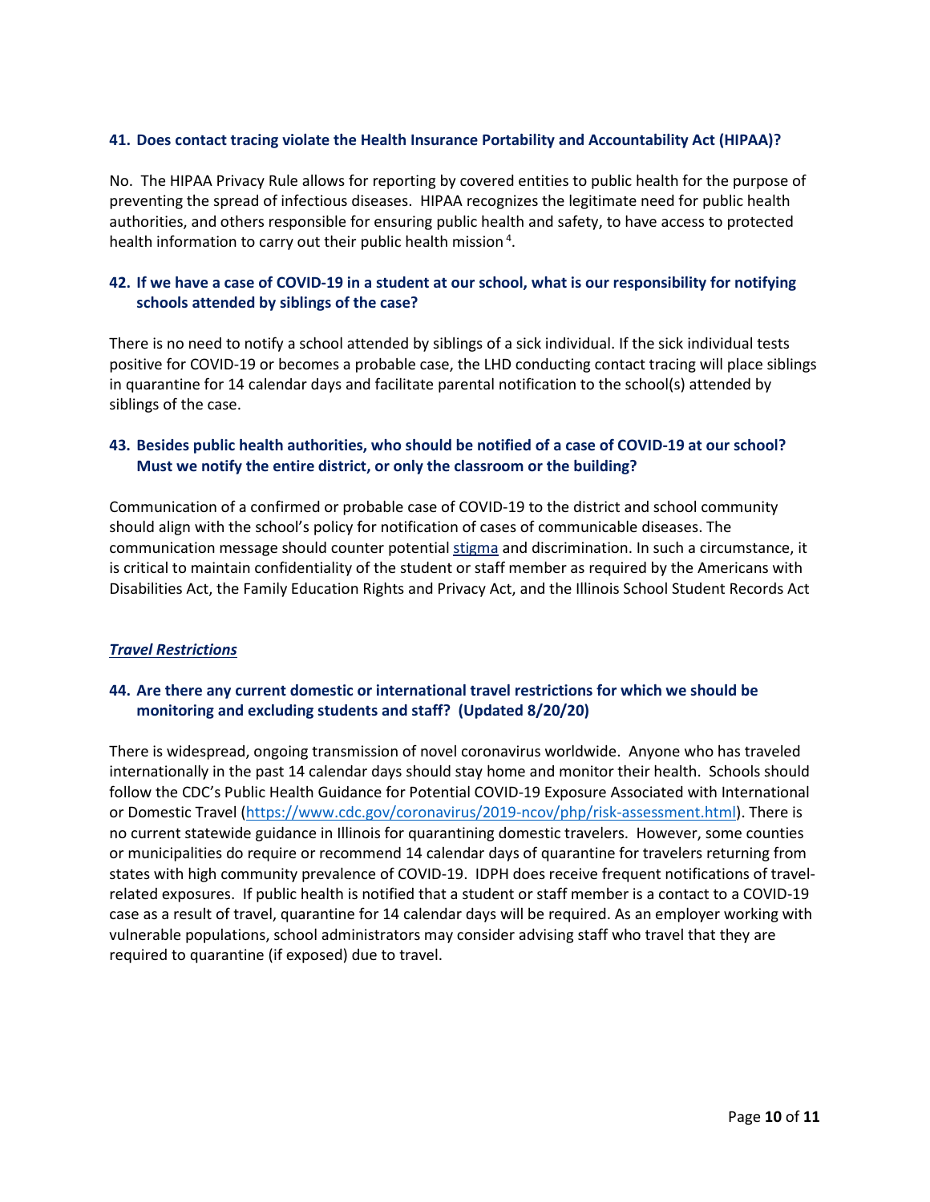### 41. Does contact tracing violate the Health Insurance Portability and Accountability Act (HIPAA)?

No. The HIPAA Privacy Rule allows for reporting by covered entities to public health for the purpose of preventing the spread of infectious diseases. HIPAA recognizes the legitimate need for public health authorities, and others responsible for ensuring public health and safety, to have access to protected health information to carry out their public health mission [4].

### 42. If we have a case of COVID-19 in a student at our school, what is our responsibility for notifying schools attended by siblings of the case?

There is no need to notify a school attended by siblings of a sick individual. If the sick individual tests positive for COVID-19 or becomes a probable case, the LHD conducting contact tracing will place siblings in quarantine for 14 calendar days and facilitate parental notification to the school(s) attended by siblings of the case.

### 43. Besides public health authorities, who should be notified of a case of COVID-19 at our school? Must we notify the entire district, or only the classroom or the building?

Communication of a confirmed or probable case of COVID-19 to the district and school community should align with the school's policy for notification of cases of communicable diseases. The communication message should counter potential stigma and discrimination. In such a circumstance, it is critical to maintain confidentiality of the student or staff member as required by the Americans with Disabilities Act, the Family Education Rights and Privacy Act, and the Illinois School Student Records Act

## ***Travel Restrictions***

### 44. Are there any current domestic or international travel restrictions for which we should be monitoring and excluding students and staff? (Updated 8/20/20)

There is widespread, ongoing transmission of novel coronavirus worldwide. Anyone who has traveled internationally in the past 14 calendar days should stay home and monitor their health. Schools should follow the CDC's Public Health Guidance for Potential COVID-19 Exposure Associated with International or Domestic Travel (https://www.cdc.gov/coronavirus/2019-ncov/php/risk-assessment.html). There is no current statewide guidance in Illinois for quarantining domestic travelers. However, some counties or municipalities do require or recommend 14 calendar days of quarantine for travelers returning from states with high community prevalence of COVID-19. IDPH does receive frequent notifications of travel-related exposures. If public health is notified that a student or staff member is a contact to a COVID-19 case as a result of travel, quarantine for 14 calendar days will be required. As an employer working with vulnerable populations, school administrators may consider advising staff who travel that they are required to quarantine (if exposed) due to travel.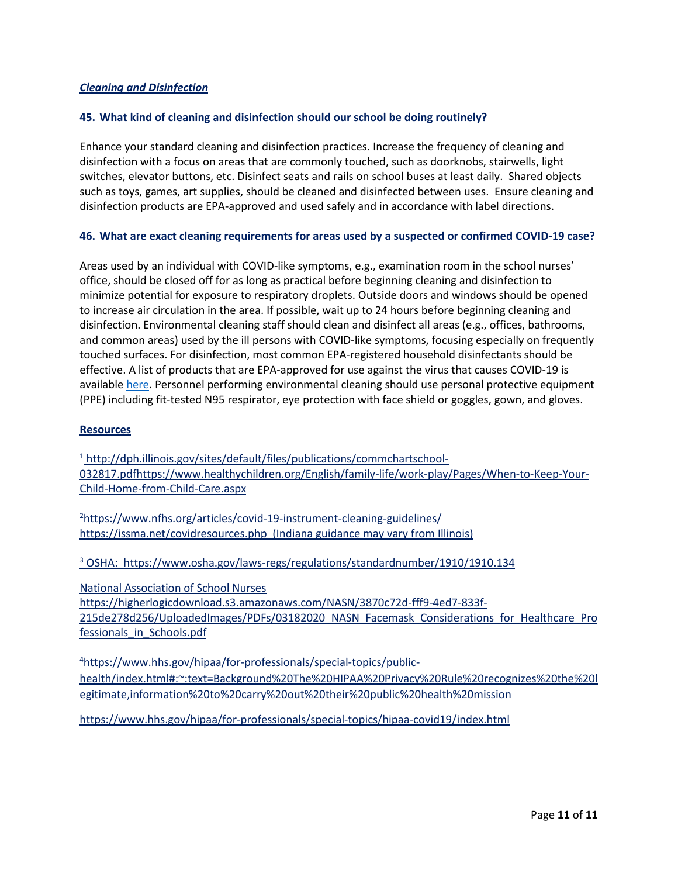***Cleaning and Disinfection***

**45. What kind of cleaning and disinfection should our school be doing routinely?**

Enhance your standard cleaning and disinfection practices. Increase the frequency of cleaning and disinfection with a focus on areas that are commonly touched, such as doorknobs, stairwells, light switches, elevator buttons, etc. Disinfect seats and rails on school buses at least daily. Shared objects such as toys, games, art supplies, should be cleaned and disinfected between uses. Ensure cleaning and disinfection products are EPA-approved and used safely and in accordance with label directions.

**46. What are exact cleaning requirements for areas used by a suspected or confirmed COVID-19 case?**

Areas used by an individual with COVID-like symptoms, e.g., examination room in the school nurses' office, should be closed off for as long as practical before beginning cleaning and disinfection to minimize potential for exposure to respiratory droplets. Outside doors and windows should be opened to increase air circulation in the area. If possible, wait up to 24 hours before beginning cleaning and disinfection. Environmental cleaning staff should clean and disinfect all areas (e.g., offices, bathrooms, and common areas) used by the ill persons with COVID-like symptoms, focusing especially on frequently touched surfaces. For disinfection, most common EPA-registered household disinfectants should be effective. A list of products that are EPA-approved for use against the virus that causes COVID-19 is available here. Personnel performing environmental cleaning should use personal protective equipment (PPE) including fit-tested N95 respirator, eye protection with face shield or goggles, gown, and gloves.

**Resources**

[1] http://dph.illinois.gov/sites/default/files/publications/commchartschool-032817.pdfhttps://www.healthychildren.org/English/family-life/work-play/Pages/When-to-Keep-Your-Child-Home-from-Child-Care.aspx

[2] https://www.nfhs.org/articles/covid-19-instrument-cleaning-guidelines/
https://issma.net/covidresources.php (Indiana guidance may vary from Illinois)

[3] OSHA: https://www.osha.gov/laws-regs/regulations/standardnumber/1910/1910.134

National Association of School Nurses
https://higherlogicdownload.s3.amazonaws.com/NASN/3870c72d-fff9-4ed7-833f-215de278d256/UploadedImages/PDFs/03182020_NASN_Facemask_Considerations_for_Healthcare_Professionals_in_Schools.pdf

[4] https://www.hhs.gov/hipaa/for-professionals/special-topics/public-health/index.html#:~:text=Background%20The%20HIPAA%20Privacy%20Rule%20recognizes%20the%20legitimate,information%20to%20carry%20out%20their%20public%20health%20mission

https://www.hhs.gov/hipaa/for-professionals/special-topics/hipaa-covid19/index.html